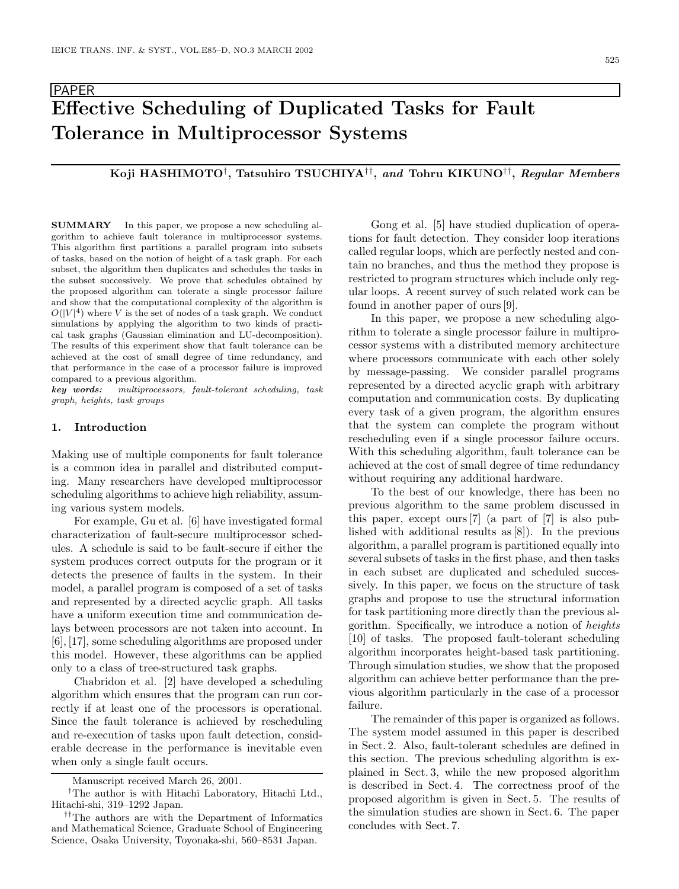PAPER

# Effective Scheduling of Duplicated Tasks for Fault Tolerance in Multiprocessor Systems

**Koji HASHIMOTO**[†], **Tatsuhiro TSUCHIYA**[††], *and* **Tohru KIKUNO**[††], ***Regular Members***

**SUMMARY** In this paper, we propose a new scheduling algorithm to achieve fault tolerance in multiprocessor systems. This algorithm first partitions a parallel program into subsets of tasks, based on the notion of height of a task graph. For each subset, the algorithm then duplicates and schedules the tasks in the subset successively. We prove that schedules obtained by the proposed algorithm can tolerate a single processor failure and show that the computational complexity of the algorithm is $O(|V|^4)$ where $V$ is the set of nodes of a task graph. We conduct simulations by applying the algorithm to two kinds of practical task graphs (Gaussian elimination and LU-decomposition). The results of this experiment show that fault tolerance can be achieved at the cost of small degree of time redundancy, and that performance in the case of a processor failure is improved compared to a previous algorithm.

***key words:*** *multiprocessors, fault-tolerant scheduling, task graph, heights, task groups*

## 1. Introduction

Making use of multiple components for fault tolerance is a common idea in parallel and distributed computing. Many researchers have developed multiprocessor scheduling algorithms to achieve high reliability, assuming various system models.

For example, Gu et al. [6] have investigated formal characterization of fault-secure multiprocessor schedules. A schedule is said to be fault-secure if either the system produces correct outputs for the program or it detects the presence of faults in the system. In their model, a parallel program is composed of a set of tasks and represented by a directed acyclic graph. All tasks have a uniform execution time and communication delays between processors are not taken into account. In [6], [17], some scheduling algorithms are proposed under this model. However, these algorithms can be applied only to a class of tree-structured task graphs.

Chabridon et al. [2] have developed a scheduling algorithm which ensures that the program can run correctly if at least one of the processors is operational. Since the fault tolerance is achieved by rescheduling and re-execution of tasks upon fault detection, considerable decrease in the performance is inevitable even when only a single fault occurs.

Gong et al. [5] have studied duplication of operations for fault detection. They consider loop iterations called regular loops, which are perfectly nested and contain no branches, and thus the method they propose is restricted to program structures which include only regular loops. A recent survey of such related work can be found in another paper of ours [9].

In this paper, we propose a new scheduling algorithm to tolerate a single processor failure in multiprocessor systems with a distributed memory architecture where processors communicate with each other solely by message-passing. We consider parallel programs represented by a directed acyclic graph with arbitrary computation and communication costs. By duplicating every task of a given program, the algorithm ensures that the system can complete the program without rescheduling even if a single processor failure occurs. With this scheduling algorithm, fault tolerance can be achieved at the cost of small degree of time redundancy without requiring any additional hardware.

To the best of our knowledge, there has been no previous algorithm to the same problem discussed in this paper, except ours [7] (a part of [7] is also published with additional results as [8]). In the previous algorithm, a parallel program is partitioned equally into several subsets of tasks in the first phase, and then tasks in each subset are duplicated and scheduled successively. In this paper, we focus on the structure of task graphs and propose to use the structural information for task partitioning more directly than the previous algorithm. Specifically, we introduce a notion of *heights* [10] of tasks. The proposed fault-tolerant scheduling algorithm incorporates height-based task partitioning. Through simulation studies, we show that the proposed algorithm can achieve better performance than the previous algorithm particularly in the case of a processor failure.

The remainder of this paper is organized as follows. The system model assumed in this paper is described in Sect. 2. Also, fault-tolerant schedules are defined in this section. The previous scheduling algorithm is explained in Sect. 3, while the new proposed algorithm is described in Sect. 4. The correctness proof of the proposed algorithm is given in Sect. 5. The results of the simulation studies are shown in Sect. 6. The paper concludes with Sect. 7.

---

Manuscript received March 26, 2001.

[†]The author is with Hitachi Laboratory, Hitachi Ltd., Hitachi-shi, 319–1292 Japan.

[††]The authors are with the Department of Informatics and Mathematical Science, Graduate School of Engineering Science, Osaka University, Toyonaka-shi, 560–8531 Japan.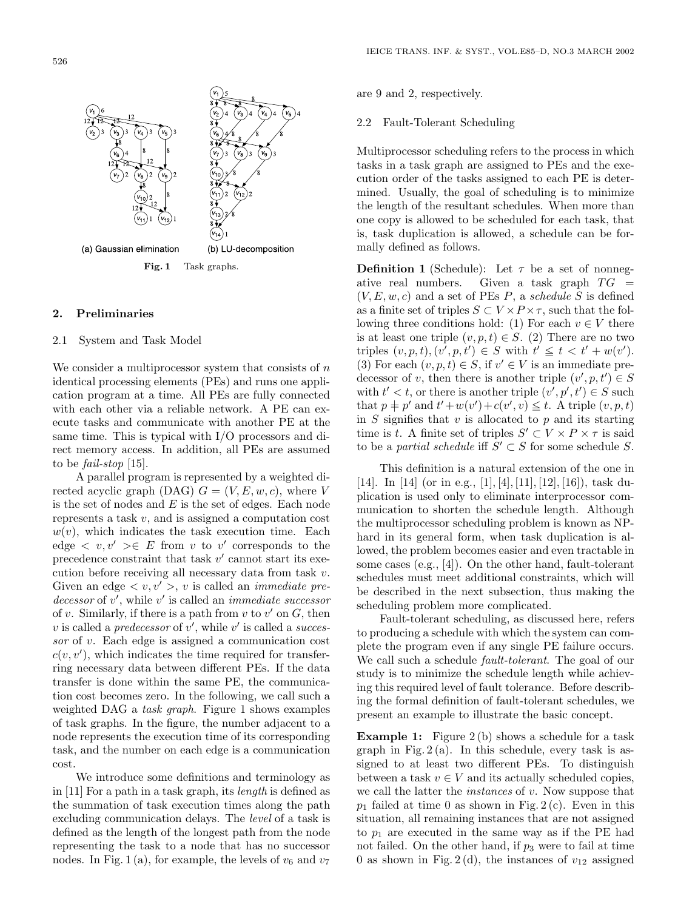(a) Gaussian elimination (b) LU-decomposition

**Fig. 1** Task graphs.

## 2. Preliminaries

### 2.1 System and Task Model

We consider a multiprocessor system that consists of $n$ identical processing elements (PEs) and runs one application program at a time. All PEs are fully connected with each other via a reliable network. A PE can execute tasks and communicate with another PE at the same time. This is typical with I/O processors and direct memory access. In addition, all PEs are assumed to be *fail-stop* [15].

A parallel program is represented by a weighted directed acyclic graph (DAG) $G = (V, E, w, c)$, where $V$ is the set of nodes and $E$ is the set of edges. Each node represents a task $v$, and is assigned a computation cost $w(v)$, which indicates the task execution time. Each edge $< v, v' > \in E$ from $v$ to $v'$ corresponds to the precedence constraint that task $v'$ cannot start its execution before receiving all necessary data from task $v$. Given an edge $< v, v' >$, $v$ is called an *immediate predecessor* of $v'$, while $v'$ is called an *immediate successor* of $v$. Similarly, if there is a path from $v$ to $v'$ on $G$, then $v$ is called a *predecessor* of $v'$, while $v'$ is called a *successor* of $v$. Each edge is assigned a communication cost $c(v, v')$, which indicates the time required for transferring necessary data between different PEs. If the data transfer is done within the same PE, the communication cost becomes zero. In the following, we call such a weighted DAG a *task graph*. Figure 1 shows examples of task graphs. In the figure, the number adjacent to a node represents the execution time of its corresponding task, and the number on each edge is a communication cost.

We introduce some definitions and terminology as in [11] For a path in a task graph, its *length* is defined as the summation of task execution times along the path excluding communication delays. The *level* of a task is defined as the length of the longest path from the node representing the task to a node that has no successor nodes. In Fig. 1 (a), for example, the levels of $v_6$ and $v_7$ are 9 and 2, respectively.

### 2.2 Fault-Tolerant Scheduling

Multiprocessor scheduling refers to the process in which tasks in a task graph are assigned to PEs and the execution order of the tasks assigned to each PE is determined. Usually, the goal of scheduling is to minimize the length of the resultant schedules. When more than one copy is allowed to be scheduled for each task, that is, task duplication is allowed, a schedule can be formally defined as follows.

**Definition 1** (Schedule): Let $\tau$ be a set of nonnegative real numbers. Given a task graph $TG = (V, E, w, c)$ and a set of PEs $P$, a *schedule* $S$ is defined as a finite set of triples $S \subset V \times P \times \tau$, such that the following three conditions hold: (1) For each $v \in V$ there is at least one triple $(v, p, t) \in S$. (2) There are no two triples $(v, p, t), (v', p, t') \in S$ with $t' \leqq t < t' + w(v')$. (3) For each $(v, p, t) \in S$, if $v' \in V$ is an immediate predecessor of $v$, then there is another triple $(v', p, t') \in S$ with $t' < t$, or there is another triple $(v', p', t') \in S$ such that $p \neq p'$ and $t' + w(v') + c(v', v) \leqq t$. A triple $(v, p, t)$ in $S$ signifies that $v$ is allocated to $p$ and its starting time is $t$. A finite set of triples $S' \subset V \times P \times \tau$ is said to be a *partial schedule* iff $S' \subset S$ for some schedule $S$.

This definition is a natural extension of the one in [14]. In [14] (or in e.g., [1], [4], [11], [12], [16]), task duplication is used only to eliminate interprocessor communication to shorten the schedule length. Although the multiprocessor scheduling problem is known as NP-hard in its general form, when task duplication is allowed, the problem becomes easier and even tractable in some cases (e.g., [4]). On the other hand, fault-tolerant schedules must meet additional constraints, which will be described in the next subsection, thus making the scheduling problem more complicated.

Fault-tolerant scheduling, as discussed here, refers to producing a schedule with which the system can complete the program even if any single PE failure occurs. We call such a schedule *fault-tolerant*. The goal of our study is to minimize the schedule length while achieving this required level of fault tolerance. Before describing the formal definition of fault-tolerant schedules, we present an example to illustrate the basic concept.

**Example 1:** Figure 2 (b) shows a schedule for a task graph in Fig. 2 (a). In this schedule, every task is assigned to at least two different PEs. To distinguish between a task $v \in V$ and its actually scheduled copies, we call the latter the *instances* of $v$. Now suppose that $p_1$ failed at time 0 as shown in Fig. 2 (c). Even in this situation, all remaining instances that are not assigned to $p_1$ are executed in the same way as if the PE had not failed. On the other hand, if $p_3$ were to fail at time 0 as shown in Fig. 2 (d), the instances of $v_{12}$ assigned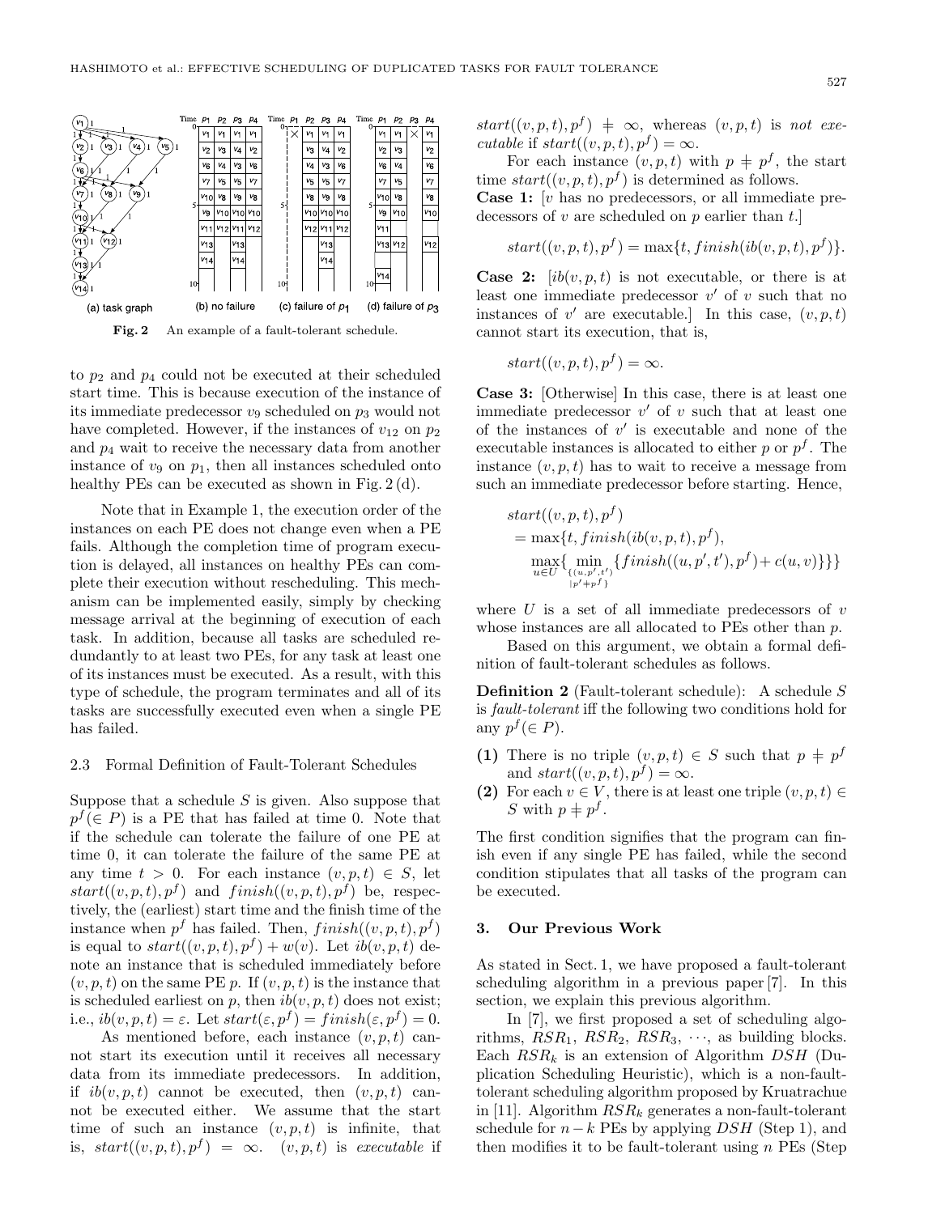Fig. 2 An example of a fault-tolerant schedule.

to $p_2$ and $p_4$ could not be executed at their scheduled start time. This is because execution of the instance of its immediate predecessor $v_9$ scheduled on $p_3$ would not have completed. However, if the instances of $v_{12}$ on $p_2$ and $p_4$ wait to receive the necessary data from another instance of $v_9$ on $p_1$, then all instances scheduled onto healthy PEs can be executed as shown in Fig. 2 (d).

Note that in Example 1, the execution order of the instances on each PE does not change even when a PE fails. Although the completion time of program execution is delayed, all instances on healthy PEs can complete their execution without rescheduling. This mechanism can be implemented easily, simply by checking message arrival at the beginning of execution of each task. In addition, because all tasks are scheduled redundantly to at least two PEs, for any task at least one of its instances must be executed. As a result, with this type of schedule, the program terminates and all of its tasks are successfully executed even when a single PE has failed.

### 2.3 Formal Definition of Fault-Tolerant Schedules

Suppose that a schedule $S$ is given. Also suppose that $p^f (\in P)$ is a PE that has failed at time 0. Note that if the schedule can tolerate the failure of one PE at time 0, it can tolerate the failure of the same PE at any time $t > 0$. For each instance $(v, p, t) \in S$, let $start((v, p, t), p^f)$ and $finish((v, p, t), p^f)$ be, respectively, the (earliest) start time and the finish time of the instance when $p^f$ has failed. Then, $finish((v, p, t), p^f)$ is equal to $start((v, p, t), p^f) + w(v)$. Let $ib(v, p, t)$ denote an instance that is scheduled immediately before $(v, p, t)$ on the same PE $p$. If $(v, p, t)$ is the instance that is scheduled earliest on $p$, then $ib(v, p, t)$ does not exist; i.e., $ib(v, p, t) = \varepsilon$. Let $start(\varepsilon, p^f) = finish(\varepsilon, p^f) = 0$.

As mentioned before, each instance $(v, p, t)$ cannot start its execution until it receives all necessary data from its immediate predecessors. In addition, if $ib(v, p, t)$ cannot be executed, then $(v, p, t)$ cannot be executed either. We assume that the start time of such an instance $(v, p, t)$ is infinite, that is, $start((v, p, t), p^f) = \infty$. $(v, p, t)$ is *executable* if $start((v, p, t), p^f) \neq \infty$, whereas $(v, p, t)$ is *not executable* if $start((v, p, t), p^f) = \infty$.

For each instance $(v, p, t)$ with $p \neq p^f$, the start time $start((v, p, t), p^f)$ is determined as follows.

**Case 1:** [$v$ has no predecessors, or all immediate predecessors of $v$ are scheduled on $p$ earlier than $t$.]

$$start((v, p, t), p^f) = \max\{t, finish(ib(v, p, t), p^f)\}.$$

**Case 2:** [$ib(v, p, t)$ is not executable, or there is at least one immediate predecessor $v'$ of $v$ such that no instances of $v'$ are executable.] In this case, $(v, p, t)$ cannot start its execution, that is,

$$start((v, p, t), p^f) = \infty.$$

**Case 3:** [Otherwise] In this case, there is at least one immediate predecessor $v'$ of $v$ such that at least one of the instances of $v'$ is executable and none of the executable instances is allocated to either $p$ or $p^f$. The instance $(v, p, t)$ has to wait to receive a message from such an immediate predecessor before starting. Hence,

$$\begin{aligned} &start((v, p, t), p^f) \\ &= \max\{t, finish(ib(v, p, t), p^f), \\ &\quad \max_{u \in U}\{ \min_{\substack{\{(u,p',t') \\ |p' \neq p^f\}}} \{finish((u, p', t'), p^f) + c(u, v)\}\}\} \end{aligned}$$

where $U$ is a set of all immediate predecessors of $v$ whose instances are all allocated to PEs other than $p$.

Based on this argument, we obtain a formal definition of fault-tolerant schedules as follows.

**Definition 2** (Fault-tolerant schedule): A schedule $S$ is *fault-tolerant* iff the following two conditions hold for any $p^f (\in P)$.

**(1)** There is no triple $(v, p, t) \in S$ such that $p \neq p^f$ and $start((v, p, t), p^f) = \infty$.

**(2)** For each $v \in V$, there is at least one triple $(v, p, t) \in S$ with $p \neq p^f$.

The first condition signifies that the program can finish even if any single PE has failed, while the second condition stipulates that all tasks of the program can be executed.

## 3. Our Previous Work

As stated in Sect. 1, we have proposed a fault-tolerant scheduling algorithm in a previous paper [7]. In this section, we explain this previous algorithm.

In [7], we first proposed a set of scheduling algorithms, $RSR_1$, $RSR_2$, $RSR_3$, $\cdots$, as building blocks. Each $RSR_k$ is an extension of Algorithm $DSH$ (Duplication Scheduling Heuristic), which is a non-fault-tolerant scheduling algorithm proposed by Kruatrachue in [11]. Algorithm $RSR_k$ generates a non-fault-tolerant schedule for $n-k$ PEs by applying $DSH$ (Step 1), and then modifies it to be fault-tolerant using $n$ PEs (Step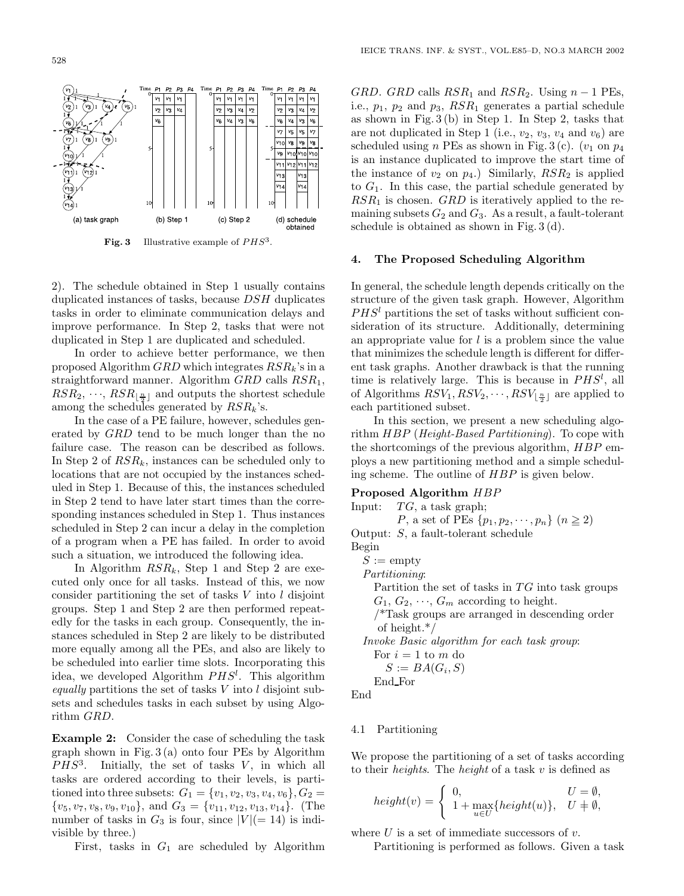Fig. 3 Illustrative example of $PHS^3$.

2). The schedule obtained in Step 1 usually contains duplicated instances of tasks, because $DSH$ duplicates tasks in order to eliminate communication delays and improve performance. In Step 2, tasks that were not duplicated in Step 1 are duplicated and scheduled.

In order to achieve better performance, we then proposed Algorithm $GRD$ which integrates $RSR_k$'s in a straightforward manner. Algorithm $GRD$ calls $RSR_1$, $RSR_2$, $\cdots$, $RSR_{\lfloor \frac{n}{2} \rfloor}$ and outputs the shortest schedule among the schedules generated by $RSR_k$'s.

In the case of a PE failure, however, schedules generated by $GRD$ tend to be much longer than the no failure case. The reason can be described as follows. In Step 2 of $RSR_k$, instances can be scheduled only to locations that are not occupied by the instances scheduled in Step 1. Because of this, the instances scheduled in Step 2 tend to have later start times than the corresponding instances scheduled in Step 1. Thus instances scheduled in Step 2 can incur a delay in the completion of a program when a PE has failed. In order to avoid such a situation, we introduced the following idea.

In Algorithm $RSR_k$, Step 1 and Step 2 are executed only once for all tasks. Instead of this, we now consider partitioning the set of tasks $V$ into $l$ disjoint groups. Step 1 and Step 2 are then performed repeatedly for the tasks in each group. Consequently, the instances scheduled in Step 2 are likely to be distributed more equally among all the PEs, and also are likely to be scheduled into earlier time slots. Incorporating this idea, we developed Algorithm $PHS^l$. This algorithm *equally* partitions the set of tasks $V$ into $l$ disjoint subsets and schedules tasks in each subset by using Algorithm $GRD$.

**Example 2:** Consider the case of scheduling the task graph shown in Fig. 3 (a) onto four PEs by Algorithm $PHS^3$. Initially, the set of tasks $V$, in which all tasks are ordered according to their levels, is partitioned into three subsets: $G_1 = \{v_1, v_2, v_3, v_4, v_6\}, G_2 = \{v_5, v_7, v_8, v_9, v_{10}\}$, and $G_3 = \{v_{11}, v_{12}, v_{13}, v_{14}\}$. (The number of tasks in $G_3$ is four, since $|V|(= 14)$ is indivisible by three.)

First, tasks in $G_1$ are scheduled by Algorithm $GRD$. $GRD$ calls $RSR_1$ and $RSR_2$. Using $n-1$ PEs, i.e., $p_1$, $p_2$ and $p_3$, $RSR_1$ generates a partial schedule as shown in Fig. 3 (b) in Step 1. In Step 2, tasks that are not duplicated in Step 1 (i.e., $v_2$, $v_3$, $v_4$ and $v_6$) are scheduled using $n$ PEs as shown in Fig. 3 (c). ($v_1$ on $p_4$ is an instance duplicated to improve the start time of the instance of $v_2$ on $p_4$.) Similarly, $RSR_2$ is applied to $G_1$. In this case, the partial schedule generated by $RSR_1$ is chosen. $GRD$ is iteratively applied to the remaining subsets $G_2$ and $G_3$. As a result, a fault-tolerant schedule is obtained as shown in Fig. 3 (d).

## 4. The Proposed Scheduling Algorithm

In general, the schedule length depends critically on the structure of the given task graph. However, Algorithm $PHS^l$ partitions the set of tasks without sufficient consideration of its structure. Additionally, determining an appropriate value for $l$ is a problem since the value that minimizes the schedule length is different for different task graphs. Another drawback is that the running time is relatively large. This is because in $PHS^l$, all of Algorithms $RSV_1, RSV_2, \cdots, RSV_{\lfloor \frac{n}{2} \rfloor}$ are applied to each partitioned subset.

In this section, we present a new scheduling algorithm $HBP$ (*Height-Based Partitioning*). To cope with the shortcomings of the previous algorithm, $HBP$ employs a new partitioning method and a simple scheduling scheme. The outline of $HBP$ is given below.

**Proposed Algorithm** $HBP$

```
Input:   TG, a task graph;
         P, a set of PEs {p1, p2, ..., pn} (n ≧ 2)
Output:  S, a fault-tolerant schedule
Begin
  S := empty
  Partitioning:
    Partition the set of tasks in TG into task groups
    G1, G2, ..., Gm according to height.
    /*Task groups are arranged in descending order
     of height.*/
  Invoke Basic algorithm for each task group:
    For i = 1 to m do
      S := BA(Gi, S)
    End_For
End
```

### 4.1 Partitioning

We propose the partitioning of a set of tasks according to their *heights*. The *height* of a task $v$ is defined as

$$height(v) = \begin{cases} 0, & U = \emptyset, \\ 1 + \max_{u \in U}\{height(u)\}, & U \neq \emptyset, \end{cases}$$

where $U$ is a set of immediate successors of $v$.

Partitioning is performed as follows. Given a task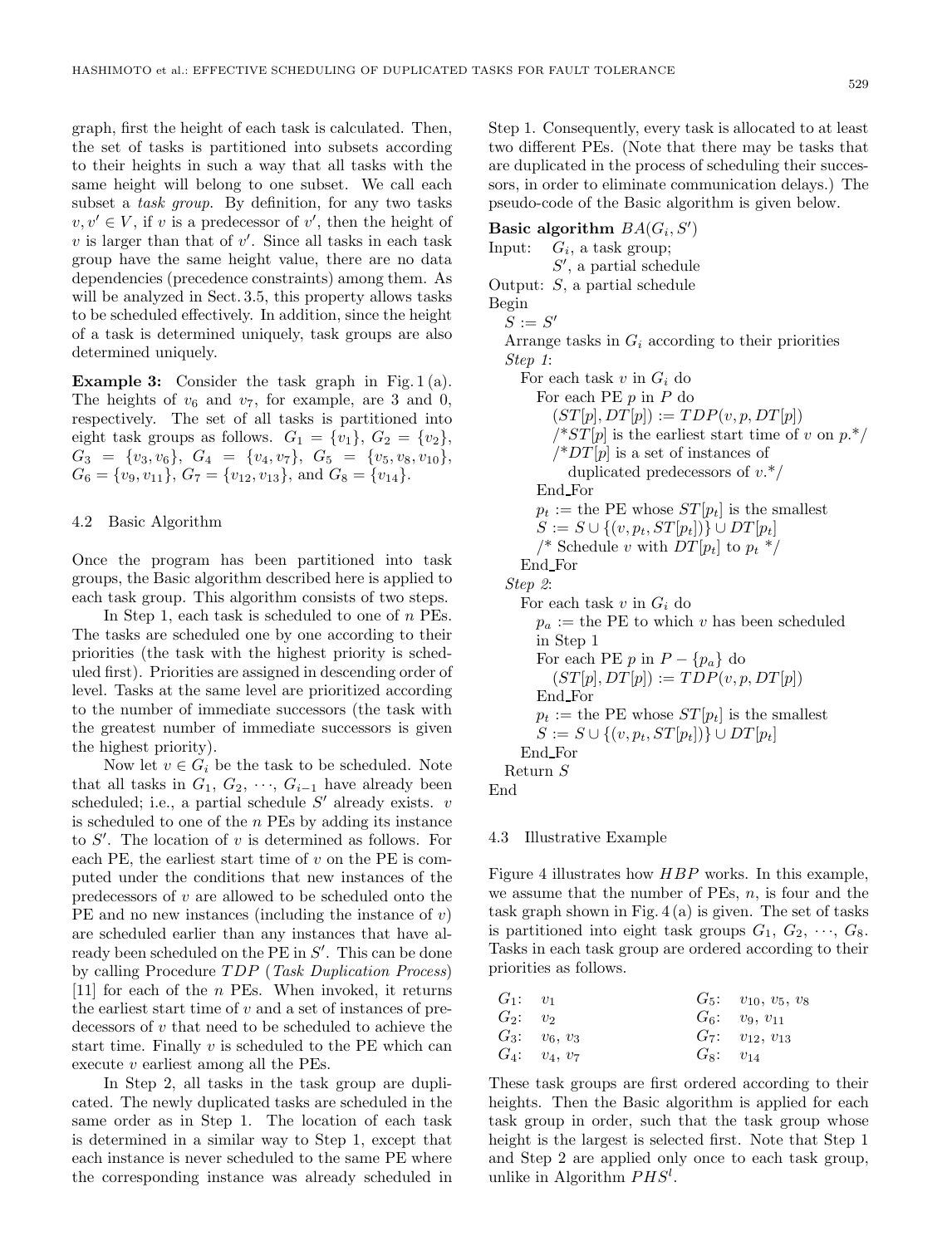graph, first the height of each task is calculated. Then, the set of tasks is partitioned into subsets according to their heights in such a way that all tasks with the same height will belong to one subset. We call each subset a *task group*. By definition, for any two tasks $v, v' \in V$, if $v$ is a predecessor of $v'$, then the height of $v$ is larger than that of $v'$. Since all tasks in each task group have the same height value, there are no data dependencies (precedence constraints) among them. As will be analyzed in Sect. 3.5, this property allows tasks to be scheduled effectively. In addition, since the height of a task is determined uniquely, task groups are also determined uniquely.

**Example 3:** Consider the task graph in Fig. 1 (a). The heights of $v_6$ and $v_7$, for example, are 3 and 0, respectively. The set of all tasks is partitioned into eight task groups as follows. $G_1 = \{v_1\}$, $G_2 = \{v_2\}$, $G_3 = \{v_3, v_6\}$, $G_4 = \{v_4, v_7\}$, $G_5 = \{v_5, v_8, v_{10}\}$, $G_6 = \{v_9, v_{11}\}$, $G_7 = \{v_{12}, v_{13}\}$, and $G_8 = \{v_{14}\}$.

## 4.2 Basic Algorithm

Once the program has been partitioned into task groups, the Basic algorithm described here is applied to each task group. This algorithm consists of two steps.

In Step 1, each task is scheduled to one of $n$ PEs. The tasks are scheduled one by one according to their priorities (the task with the highest priority is scheduled first). Priorities are assigned in descending order of level. Tasks at the same level are prioritized according to the number of immediate successors (the task with the greatest number of immediate successors is given the highest priority).

Now let $v \in G_i$ be the task to be scheduled. Note that all tasks in $G_1, G_2, \cdots, G_{i-1}$ have already been scheduled; i.e., a partial schedule $S'$ already exists. $v$ is scheduled to one of the $n$ PEs by adding its instance to $S'$. The location of $v$ is determined as follows. For each PE, the earliest start time of $v$ on the PE is computed under the conditions that new instances of the predecessors of $v$ are allowed to be scheduled onto the PE and no new instances (including the instance of $v$) are scheduled earlier than any instances that have already been scheduled on the PE in $S'$. This can be done by calling Procedure $TDP$ (*Task Duplication Process*) [11] for each of the $n$ PEs. When invoked, it returns the earliest start time of $v$ and a set of instances of predecessors of $v$ that need to be scheduled to achieve the start time. Finally $v$ is scheduled to the PE which can execute $v$ earliest among all the PEs.

In Step 2, all tasks in the task group are duplicated. The newly duplicated tasks are scheduled in the same order as in Step 1. The location of each task is determined in a similar way to Step 1, except that each instance is never scheduled to the same PE where the corresponding instance was already scheduled in Step 1. Consequently, every task is allocated to at least two different PEs. (Note that there may be tasks that are duplicated in the process of scheduling their successors, in order to eliminate communication delays.) The pseudo-code of the Basic algorithm is given below.

**Basic algorithm** $BA(G_i, S')$

```
Input:  G_i, a task group;
        S', a partial schedule
Output: S, a partial schedule
Begin
  S := S'
  Arrange tasks in G_i according to their priorities
  Step 1:
    For each task v in G_i do
      For each PE p in P do
        (ST[p], DT[p]) := TDP(v, p, DT[p])
        /*ST[p] is the earliest start time of v on p.*/
        /*DT[p] is a set of instances of
           duplicated predecessors of v.*/
      End_For
      p_t := the PE whose ST[p_t] is the smallest
      S := S ∪ {(v, p_t, ST[p_t])} ∪ DT[p_t]
      /* Schedule v with DT[p_t] to p_t */
    End_For
  Step 2:
    For each task v in G_i do
      p_a := the PE to which v has been scheduled
      in Step 1
      For each PE p in P − {p_a} do
        (ST[p], DT[p]) := TDP(v, p, DT[p])
      End_For
      p_t := the PE whose ST[p_t] is the smallest
      S := S ∪ {(v, p_t, ST[p_t])} ∪ DT[p_t]
    End_For
  Return S
End
```

## 4.3 Illustrative Example

Figure 4 illustrates how $HBP$ works. In this example, we assume that the number of PEs, $n$, is four and the task graph shown in Fig. 4 (a) is given. The set of tasks is partitioned into eight task groups $G_1, G_2, \cdots, G_8$. Tasks in each task group are ordered according to their priorities as follows.

| | | | |
|---|---|---|---|
| $G_1$: | $v_1$ | $G_5$: | $v_{10}$, $v_5$, $v_8$ |
| $G_2$: | $v_2$ | $G_6$: | $v_9$, $v_{11}$ |
| $G_3$: | $v_6$, $v_3$ | $G_7$: | $v_{12}$, $v_{13}$ |
| $G_4$: | $v_4$, $v_7$ | $G_8$: | $v_{14}$ |

These task groups are first ordered according to their heights. Then the Basic algorithm is applied for each task group in order, such that the task group whose height is the largest is selected first. Note that Step 1 and Step 2 are applied only once to each task group, unlike in Algorithm $PHS^l$.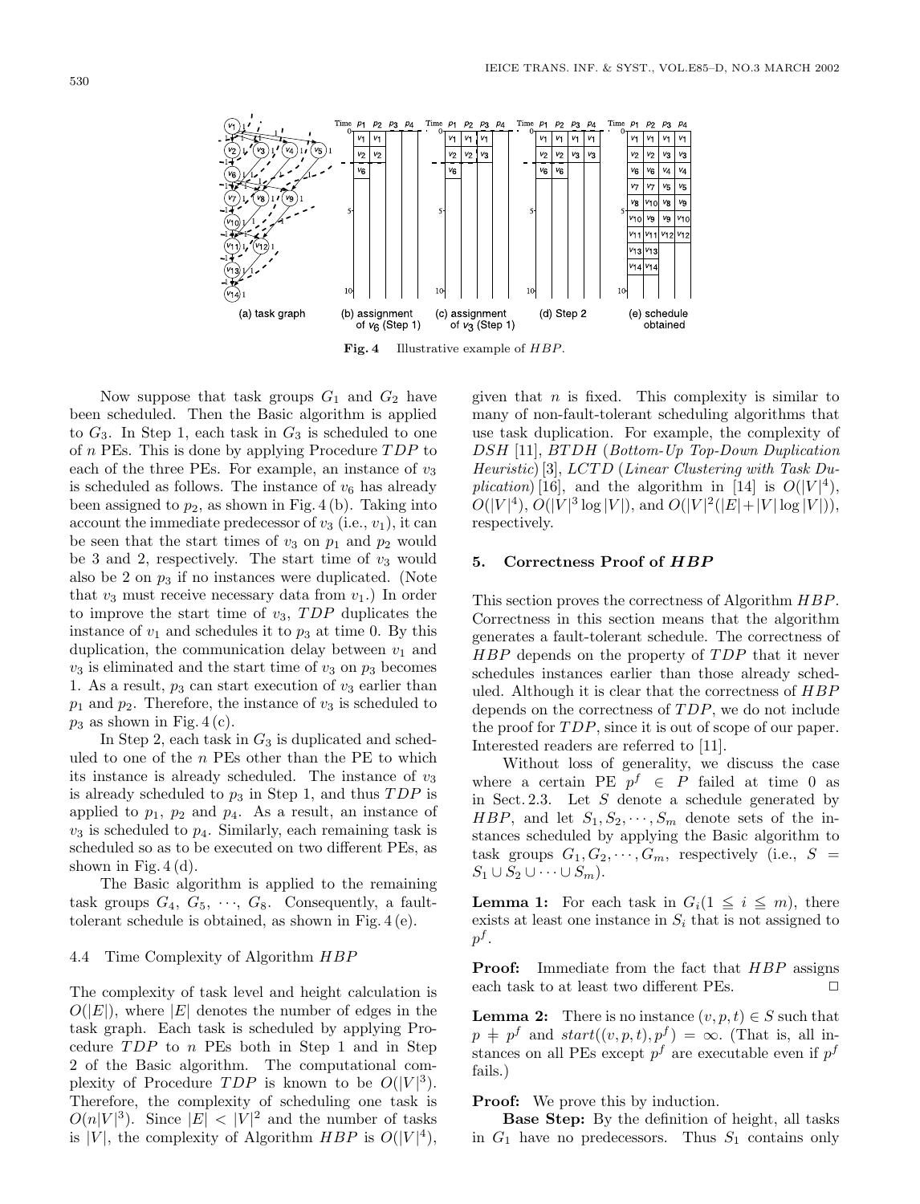Fig. 4 Illustrative example of *HBP*.

Now suppose that task groups $G_1$ and $G_2$ have been scheduled. Then the Basic algorithm is applied to $G_3$. In Step 1, each task in $G_3$ is scheduled to one of $n$ PEs. This is done by applying Procedure *TDP* to each of the three PEs. For example, an instance of $v_3$ is scheduled as follows. The instance of $v_6$ has already been assigned to $p_2$, as shown in Fig. 4 (b). Taking into account the immediate predecessor of $v_3$ (i.e., $v_1$), it can be seen that the start times of $v_3$ on $p_1$ and $p_2$ would be 3 and 2, respectively. The start time of $v_3$ would also be 2 on $p_3$ if no instances were duplicated. (Note that $v_3$ must receive necessary data from $v_1$.) In order to improve the start time of $v_3$, *TDP* duplicates the instance of $v_1$ and schedules it to $p_3$ at time 0. By this duplication, the communication delay between $v_1$ and $v_3$ is eliminated and the start time of $v_3$ on $p_3$ becomes 1. As a result, $p_3$ can start execution of $v_3$ earlier than $p_1$ and $p_2$. Therefore, the instance of $v_3$ is scheduled to $p_3$ as shown in Fig. 4 (c).

In Step 2, each task in $G_3$ is duplicated and scheduled to one of the $n$ PEs other than the PE to which its instance is already scheduled. The instance of $v_3$ is already scheduled to $p_3$ in Step 1, and thus *TDP* is applied to $p_1$, $p_2$ and $p_4$. As a result, an instance of $v_3$ is scheduled to $p_4$. Similarly, each remaining task is scheduled so as to be executed on two different PEs, as shown in Fig. 4 (d).

The Basic algorithm is applied to the remaining task groups $G_4$, $G_5$, $\cdots$, $G_8$. Consequently, a fault-tolerant schedule is obtained, as shown in Fig. 4 (e).

### 4.4 Time Complexity of Algorithm *HBP*

The complexity of task level and height calculation is $O(|E|)$, where $|E|$ denotes the number of edges in the task graph. Each task is scheduled by applying Procedure *TDP* to $n$ PEs both in Step 1 and in Step 2 of the Basic algorithm. The computational complexity of Procedure *TDP* is known to be $O(|V|^3)$. Therefore, the complexity of scheduling one task is $O(n|V|^3)$. Since $|E| < |V|^2$ and the number of tasks is $|V|$, the complexity of Algorithm *HBP* is $O(|V|^4)$, given that $n$ is fixed. This complexity is similar to many of non-fault-tolerant scheduling algorithms that use task duplication. For example, the complexity of *DSH* [11], *BTDH* (*Bottom-Up Top-Down Duplication Heuristic*) [3], *LCTD* (*Linear Clustering with Task Duplication*) [16], and the algorithm in [14] is $O(|V|^4)$, $O(|V|^4)$, $O(|V|^3 \log |V|)$, and $O(|V|^2(|E|+|V|\log|V|))$, respectively.

## 5. Correctness Proof of *HBP*

This section proves the correctness of Algorithm *HBP*. Correctness in this section means that the algorithm generates a fault-tolerant schedule. The correctness of *HBP* depends on the property of *TDP* that it never schedules instances earlier than those already scheduled. Although it is clear that the correctness of *HBP* depends on the correctness of *TDP*, we do not include the proof for *TDP*, since it is out of scope of our paper. Interested readers are referred to [11].

Without loss of generality, we discuss the case where a certain PE $p^f \in P$ failed at time 0 as in Sect. 2.3. Let $S$ denote a schedule generated by *HBP*, and let $S_1, S_2, \cdots, S_m$ denote sets of the instances scheduled by applying the Basic algorithm to task groups $G_1, G_2, \cdots, G_m$, respectively (i.e., $S = S_1 \cup S_2 \cup \cdots \cup S_m$).

**Lemma 1:** For each task in $G_i (1 \leqq i \leqq m)$, there exists at least one instance in $S_i$ that is not assigned to $p^f$.

**Proof:** Immediate from the fact that *HBP* assigns each task to at least two different PEs. □

**Lemma 2:** There is no instance $(v, p, t) \in S$ such that $p \neq p^f$ and $start((v, p, t), p^f) = \infty$. (That is, all instances on all PEs except $p^f$ are executable even if $p^f$ fails.)

**Proof:** We prove this by induction.

**Base Step:** By the definition of height, all tasks in $G_1$ have no predecessors. Thus $S_1$ contains only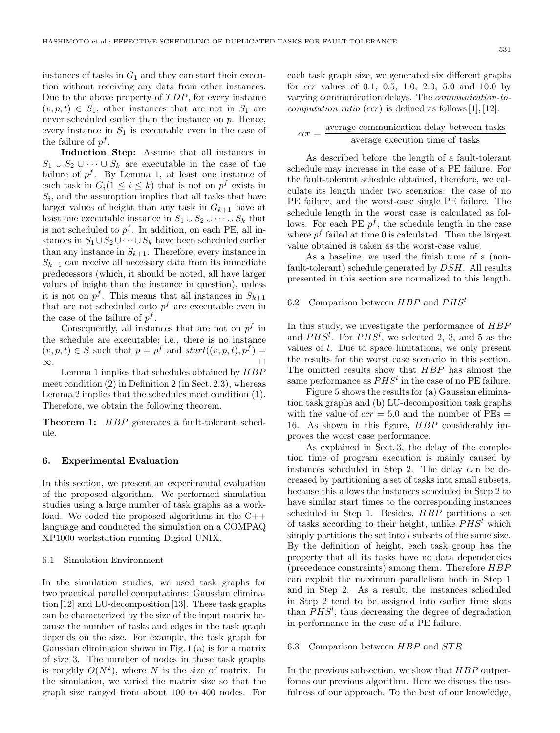instances of tasks in $G_1$ and they can start their execution without receiving any data from other instances. Due to the above property of $TDP$, for every instance $(v, p, t) \in S_1$, other instances that are not in $S_1$ are never scheduled earlier than the instance on $p$. Hence, every instance in $S_1$ is executable even in the case of the failure of $p^f$.

**Induction Step:** Assume that all instances in $S_1 \cup S_2 \cup \cdots \cup S_k$ are executable in the case of the failure of $p^f$. By Lemma 1, at least one instance of each task in $G_i (1 \leqq i \leqq k)$ that is not on $p^f$ exists in $S_i$, and the assumption implies that all tasks that have larger values of height than any task in $G_{k+1}$ have at least one executable instance in $S_1 \cup S_2 \cup \cdots \cup S_k$ that is not scheduled to $p^f$. In addition, on each PE, all instances in $S_1 \cup S_2 \cup \cdots \cup S_k$ have been scheduled earlier than any instance in $S_{k+1}$. Therefore, every instance in $S_{k+1}$ can receive all necessary data from its immediate predecessors (which, it should be noted, all have larger values of height than the instance in question), unless it is not on $p^f$. This means that all instances in $S_{k+1}$ that are not scheduled onto $p^f$ are executable even in the case of the failure of $p^f$.

Consequently, all instances that are not on $p^f$ in the schedule are executable; i.e., there is no instance $(v, p, t) \in S$ such that $p \neq p^f$ and $start((v, p, t), p^f) = \infty$. □

Lemma 1 implies that schedules obtained by $HBP$ meet condition (2) in Definition 2 (in Sect. 2.3), whereas Lemma 2 implies that the schedules meet condition (1). Therefore, we obtain the following theorem.

**Theorem 1:** $HBP$ generates a fault-tolerant schedule.

## 6. Experimental Evaluation

In this section, we present an experimental evaluation of the proposed algorithm. We performed simulation studies using a large number of task graphs as a workload. We coded the proposed algorithms in the C++ language and conducted the simulation on a COMPAQ XP1000 workstation running Digital UNIX.

### 6.1 Simulation Environment

In the simulation studies, we used task graphs for two practical parallel computations: Gaussian elimination [12] and LU-decomposition [13]. These task graphs can be characterized by the size of the input matrix because the number of tasks and edges in the task graph depends on the size. For example, the task graph for Gaussian elimination shown in Fig. 1 (a) is for a matrix of size 3. The number of nodes in these task graphs is roughly $O(N^2)$, where $N$ is the size of matrix. In the simulation, we varied the matrix size so that the graph size ranged from about 100 to 400 nodes. For each task graph size, we generated six different graphs for *ccr* values of 0.1, 0.5, 1.0, 2.0, 5.0 and 10.0 by varying communication delays. The *communication-to-computation ratio* (*ccr*) is defined as follows [1], [12]:

$$ccr = \frac{\text{average communication delay between tasks}}{\text{average execution time of tasks}}$$

As described before, the length of a fault-tolerant schedule may increase in the case of a PE failure. For the fault-tolerant schedule obtained, therefore, we calculate its length under two scenarios: the case of no PE failure, and the worst-case single PE failure. The schedule length in the worst case is calculated as follows. For each PE $p^f$, the schedule length in the case where $p^f$ failed at time 0 is calculated. Then the largest value obtained is taken as the worst-case value.

As a baseline, we used the finish time of a (non-fault-tolerant) schedule generated by $DSH$. All results presented in this section are normalized to this length.

### 6.2 Comparison between $HBP$ and $PHS^l$

In this study, we investigate the performance of $HBP$ and $PHS^l$. For $PHS^l$, we selected 2, 3, and 5 as the values of $l$. Due to space limitations, we only present the results for the worst case scenario in this section. The omitted results show that $HBP$ has almost the same performance as $PHS^l$ in the case of no PE failure.

Figure 5 shows the results for (a) Gaussian elimination task graphs and (b) LU-decomposition task graphs with the value of $ccr = 5.0$ and the number of PEs = 16. As shown in this figure, $HBP$ considerably improves the worst case performance.

As explained in Sect. 3, the delay of the completion time of program execution is mainly caused by instances scheduled in Step 2. The delay can be decreased by partitioning a set of tasks into small subsets, because this allows the instances scheduled in Step 2 to have similar start times to the corresponding instances scheduled in Step 1. Besides, $HBP$ partitions a set of tasks according to their height, unlike $PHS^l$ which simply partitions the set into $l$ subsets of the same size. By the definition of height, each task group has the property that all its tasks have no data dependencies (precedence constraints) among them. Therefore $HBP$ can exploit the maximum parallelism both in Step 1 and in Step 2. As a result, the instances scheduled in Step 2 tend to be assigned into earlier time slots than $PHS^l$, thus decreasing the degree of degradation in performance in the case of a PE failure.

### 6.3 Comparison between $HBP$ and $STR$

In the previous subsection, we show that $HBP$ outperforms our previous algorithm. Here we discuss the usefulness of our approach. To the best of our knowledge,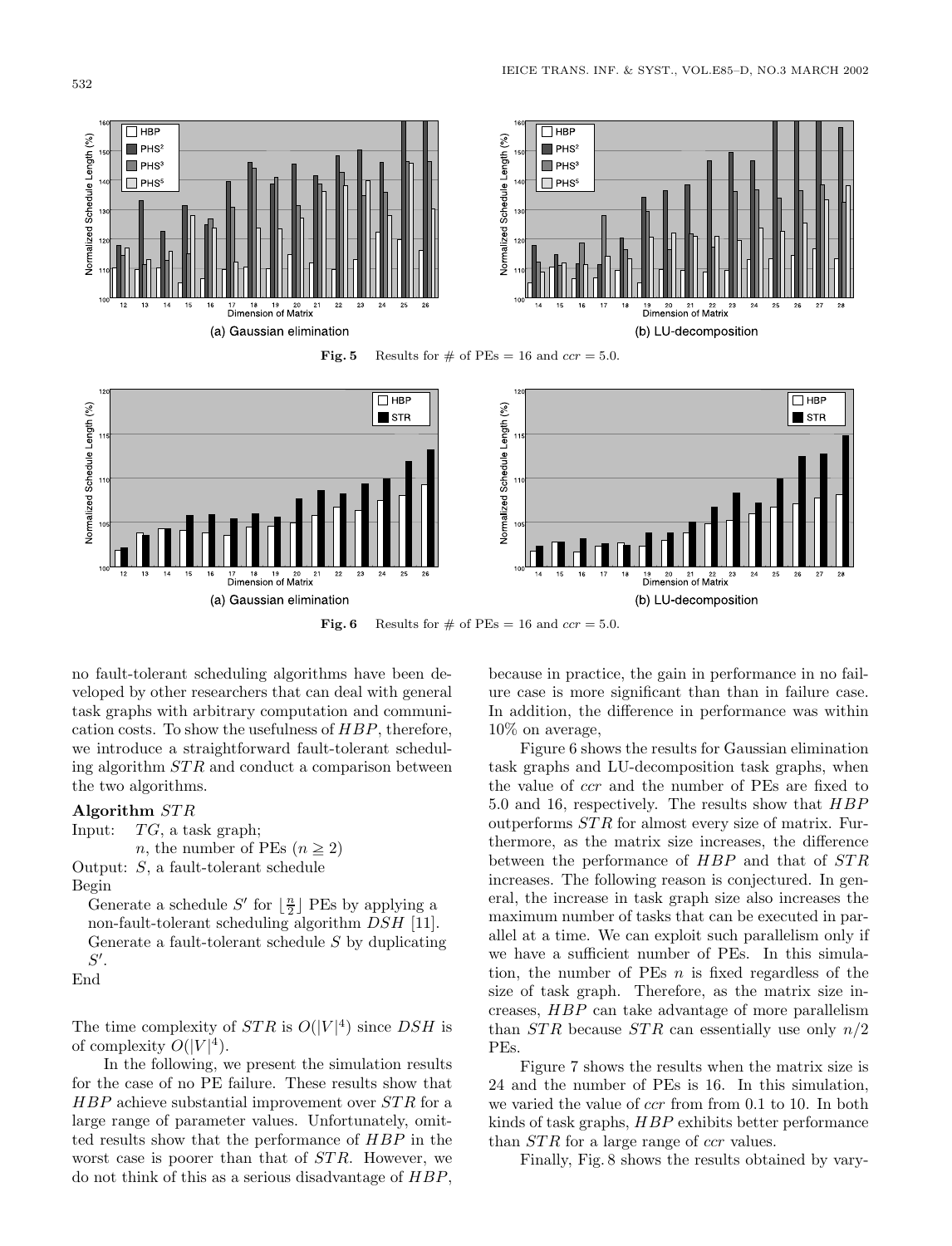Fig. 5 Results for # of PEs = 16 and $ccr = 5.0$.

Fig. 6 Results for # of PEs = 16 and $ccr = 5.0$.

no fault-tolerant scheduling algorithms have been developed by other researchers that can deal with general task graphs with arbitrary computation and communication costs. To show the usefulness of $HBP$, therefore, we introduce a straightforward fault-tolerant scheduling algorithm $STR$ and conduct a comparison between the two algorithms.

**Algorithm** $STR$

Input: $TG$, a task graph;
$n$, the number of PEs ($n \geqq 2$)

Output: $S$, a fault-tolerant schedule

Begin

Generate a schedule $S'$ for $\lfloor \frac{n}{2} \rfloor$ PEs by applying a non-fault-tolerant scheduling algorithm $DSH$ [11].

Generate a fault-tolerant schedule $S$ by duplicating $S'$.

End

The time complexity of $STR$ is $O(|V|^4)$ since $DSH$ is of complexity $O(|V|^4)$.

In the following, we present the simulation results for the case of no PE failure. These results show that $HBP$ achieve substantial improvement over $STR$ for a large range of parameter values. Unfortunately, omitted results show that the performance of $HBP$ in the worst case is poorer than that of $STR$. However, we do not think of this as a serious disadvantage of $HBP$, because in practice, the gain in performance in no failure case is more significant than than in failure case. In addition, the difference in performance was within 10% on average,

Figure 6 shows the results for Gaussian elimination task graphs and LU-decomposition task graphs, when the value of $ccr$ and the number of PEs are fixed to 5.0 and 16, respectively. The results show that $HBP$ outperforms $STR$ for almost every size of matrix. Furthermore, as the matrix size increases, the difference between the performance of $HBP$ and that of $STR$ increases. The following reason is conjectured. In general, the increase in task graph size also increases the maximum number of tasks that can be executed in parallel at a time. We can exploit such parallelism only if we have a sufficient number of PEs. In this simulation, the number of PEs $n$ is fixed regardless of the size of task graph. Therefore, as the matrix size increases, $HBP$ can take advantage of more parallelism than $STR$ because $STR$ can essentially use only $n/2$ PEs.

Figure 7 shows the results when the matrix size is 24 and the number of PEs is 16. In this simulation, we varied the value of $ccr$ from from 0.1 to 10. In both kinds of task graphs, $HBP$ exhibits better performance than $STR$ for a large range of $ccr$ values.

Finally, Fig. 8 shows the results obtained by vary-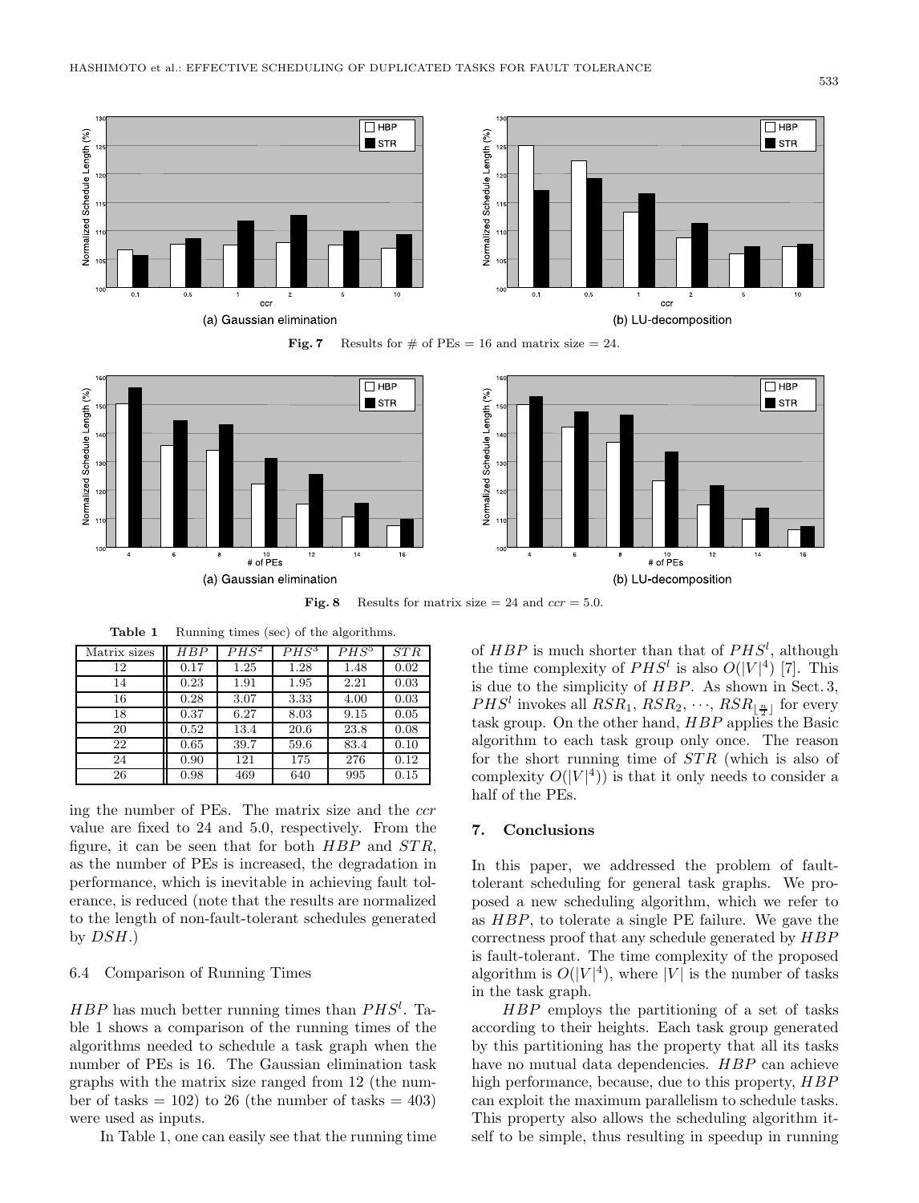**Fig. 7** Results for # of PEs = 16 and matrix size = 24.

**Fig. 8** Results for matrix size = 24 and $ccr = 5.0$.

ing the number of PEs. The matrix size and the *ccr* value are fixed to 24 and 5.0, respectively. From the figure, it can be seen that for both $HBP$ and $STR$, as the number of PEs is increased, the degradation in performance, which is inevitable in achieving fault tolerance, is reduced (note that the results are normalized to the length of non-fault-tolerant schedules generated by $DSH$.)

### 6.4 Comparison of Running Times

$HBP$ has much better running times than $PHS^l$. Table 1 shows a comparison of the running times of the algorithms needed to schedule a task graph when the number of PEs is 16. The Gaussian elimination task graphs with the matrix size ranged from 12 (the number of tasks = 102) to 26 (the number of tasks = 403) were used as inputs.

**Table 1** Running times (sec) of the algorithms.

| Matrix sizes | $HBP$ | $PHS^2$ | $PHS^3$ | $PHS^5$ | $STR$ |
|---|---|---|---|---|---|
| 12 | 0.17 | 1.25 | 1.28 | 1.48 | 0.02 |
| 14 | 0.23 | 1.91 | 1.95 | 2.21 | 0.03 |
| 16 | 0.28 | 3.07 | 3.33 | 4.00 | 0.03 |
| 18 | 0.37 | 6.27 | 8.03 | 9.15 | 0.05 |
| 20 | 0.52 | 13.4 | 20.6 | 23.8 | 0.08 |
| 22 | 0.65 | 39.7 | 59.6 | 83.4 | 0.10 |
| 24 | 0.90 | 121 | 175 | 276 | 0.12 |
| 26 | 0.98 | 469 | 640 | 995 | 0.15 |

In Table 1, one can easily see that the running time of $HBP$ is much shorter than that of $PHS^l$, although the time complexity of $PHS^l$ is also $O(|V|^4)$ [7]. This is due to the simplicity of $HBP$. As shown in Sect. 3, $PHS^l$ invokes all $RSR_1, RSR_2, \cdots, RSR_{\lfloor \frac{n}{2} \rfloor}$ for every task group. On the other hand, $HBP$ applies the Basic algorithm to each task group only once. The reason for the short running time of $STR$ (which is also of complexity $O(|V|^4)$) is that it only needs to consider a half of the PEs.

## 7. Conclusions

In this paper, we addressed the problem of fault-tolerant scheduling for general task graphs. We proposed a new scheduling algorithm, which we refer to as $HBP$, to tolerate a single PE failure. We gave the correctness proof that any schedule generated by $HBP$ is fault-tolerant. The time complexity of the proposed algorithm is $O(|V|^4)$, where $|V|$ is the number of tasks in the task graph.

$HBP$ employs the partitioning of a set of tasks according to their heights. Each task group generated by this partitioning has the property that all its tasks have no mutual data dependencies. $HBP$ can achieve high performance, because, due to this property, $HBP$ can exploit the maximum parallelism to schedule tasks. This property also allows the scheduling algorithm itself to be simple, thus resulting in speedup in running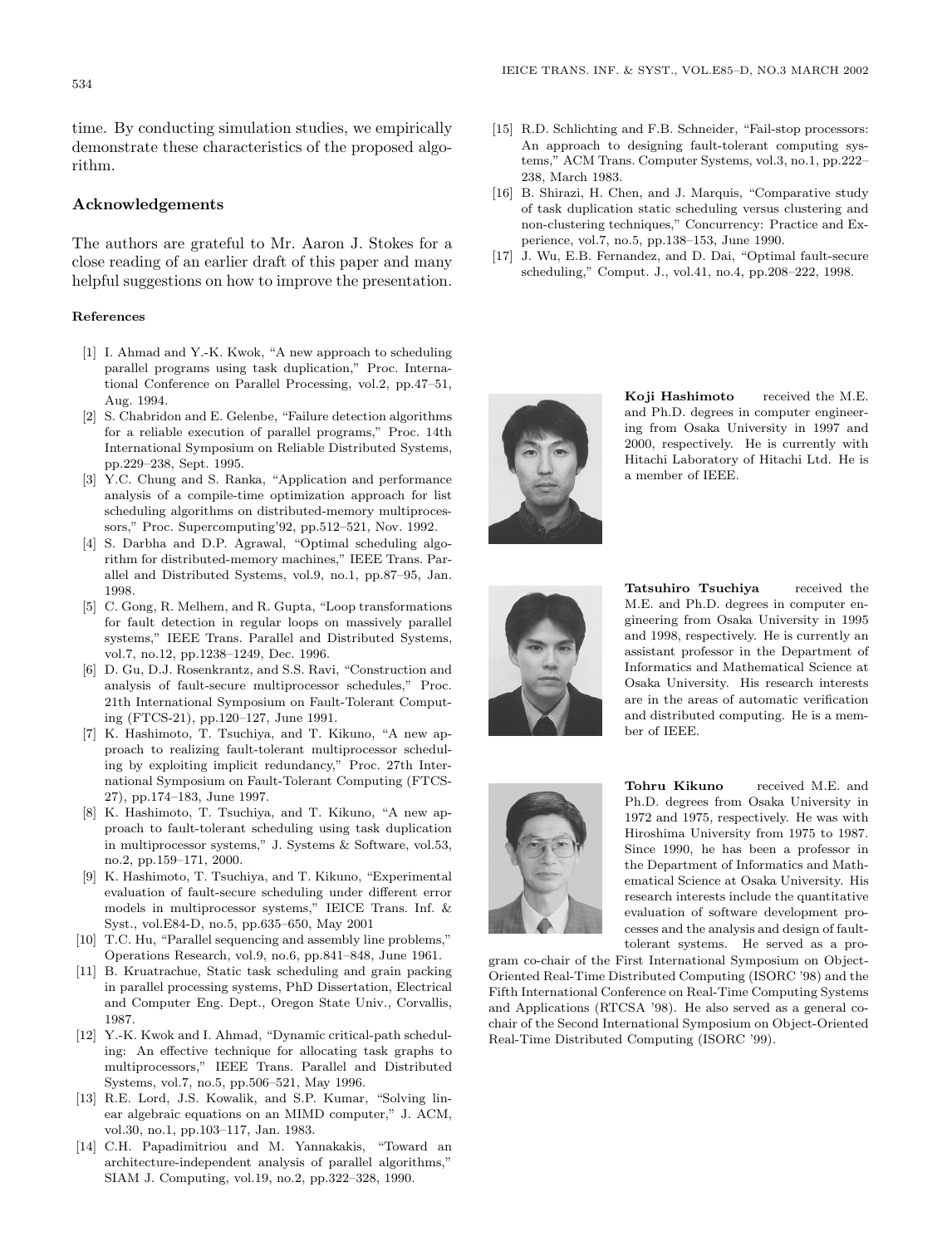time. By conducting simulation studies, we empirically demonstrate these characteristics of the proposed algorithm.

## Acknowledgements

The authors are grateful to Mr. Aaron J. Stokes for a close reading of an earlier draft of this paper and many helpful suggestions on how to improve the presentation.

#### References

[1] I. Ahmad and Y.-K. Kwok, "A new approach to scheduling parallel programs using task duplication," Proc. International Conference on Parallel Processing, vol.2, pp.47–51, Aug. 1994.

[2] S. Chabridon and E. Gelenbe, "Failure detection algorithms for a reliable execution of parallel programs," Proc. 14th International Symposium on Reliable Distributed Systems, pp.229–238, Sept. 1995.

[3] Y.C. Chung and S. Ranka, "Application and performance analysis of a compile-time optimization approach for list scheduling algorithms on distributed-memory multiprocessors," Proc. Supercomputing'92, pp.512–521, Nov. 1992.

[4] S. Darbha and D.P. Agrawal, "Optimal scheduling algorithm for distributed-memory machines," IEEE Trans. Parallel and Distributed Systems, vol.9, no.1, pp.87–95, Jan. 1998.

[5] C. Gong, R. Melhem, and R. Gupta, "Loop transformations for fault detection in regular loops on massively parallel systems," IEEE Trans. Parallel and Distributed Systems, vol.7, no.12, pp.1238–1249, Dec. 1996.

[6] D. Gu, D.J. Rosenkrantz, and S.S. Ravi, "Construction and analysis of fault-secure multiprocessor schedules," Proc. 21th International Symposium on Fault-Tolerant Computing (FTCS-21), pp.120–127, June 1991.

[7] K. Hashimoto, T. Tsuchiya, and T. Kikuno, "A new approach to realizing fault-tolerant multiprocessor scheduling by exploiting implicit redundancy," Proc. 27th International Symposium on Fault-Tolerant Computing (FTCS-27), pp.174–183, June 1997.

[8] K. Hashimoto, T. Tsuchiya, and T. Kikuno, "A new approach to fault-tolerant scheduling using task duplication in multiprocessor systems," J. Systems & Software, vol.53, no.2, pp.159–171, 2000.

[9] K. Hashimoto, T. Tsuchiya, and T. Kikuno, "Experimental evaluation of fault-secure scheduling under different error models in multiprocessor systems," IEICE Trans. Inf. & Syst., vol.E84-D, no.5, pp.635–650, May 2001

[10] T.C. Hu, "Parallel sequencing and assembly line problems," Operations Research, vol.9, no.6, pp.841–848, June 1961.

[11] B. Kruatrachue, Static task scheduling and grain packing in parallel processing systems, PhD Dissertation, Electrical and Computer Eng. Dept., Oregon State Univ., Corvallis, 1987.

[12] Y.-K. Kwok and I. Ahmad, "Dynamic critical-path scheduling: An effective technique for allocating task graphs to multiprocessors," IEEE Trans. Parallel and Distributed Systems, vol.7, no.5, pp.506–521, May 1996.

[13] R.E. Lord, J.S. Kowalik, and S.P. Kumar, "Solving linear algebraic equations on an MIMD computer," J. ACM, vol.30, no.1, pp.103–117, Jan. 1983.

[14] C.H. Papadimitriou and M. Yannakakis, "Toward an architecture-independent analysis of parallel algorithms," SIAM J. Computing, vol.19, no.2, pp.322–328, 1990.

[15] R.D. Schlichting and F.B. Schneider, "Fail-stop processors: An approach to designing fault-tolerant computing systems," ACM Trans. Computer Systems, vol.3, no.1, pp.222–238, March 1983.

[16] B. Shirazi, H. Chen, and J. Marquis, "Comparative study of task duplication static scheduling versus clustering and non-clustering techniques," Concurrency: Practice and Experience, vol.7, no.5, pp.138–153, June 1990.

[17] J. Wu, E.B. Fernandez, and D. Dai, "Optimal fault-secure scheduling," Comput. J., vol.41, no.4, pp.208–222, 1998.

**Koji Hashimoto** received the M.E. and Ph.D. degrees in computer engineering from Osaka University in 1997 and 2000, respectively. He is currently with Hitachi Laboratory of Hitachi Ltd. He is a member of IEEE.

**Tatsuhiro Tsuchiya** received the M.E. and Ph.D. degrees in computer engineering from Osaka University in 1995 and 1998, respectively. He is currently an assistant professor in the Department of Informatics and Mathematical Science at Osaka University. His research interests are in the areas of automatic verification and distributed computing. He is a member of IEEE.

**Tohru Kikuno** received M.E. and Ph.D. degrees from Osaka University in 1972 and 1975, respectively. He was with Hiroshima University from 1975 to 1987. Since 1990, he has been a professor in the Department of Informatics and Mathematical Science at Osaka University. His research interests include the quantitative evaluation of software development processes and the analysis and design of fault-tolerant systems. He served as a program co-chair of the First International Symposium on Object-Oriented Real-Time Distributed Computing (ISORC '98) and the Fifth International Conference on Real-Time Computing Systems and Applications (RTCSA '98). He also served as a general co-chair of the Second International Symposium on Object-Oriented Real-Time Distributed Computing (ISORC '99).